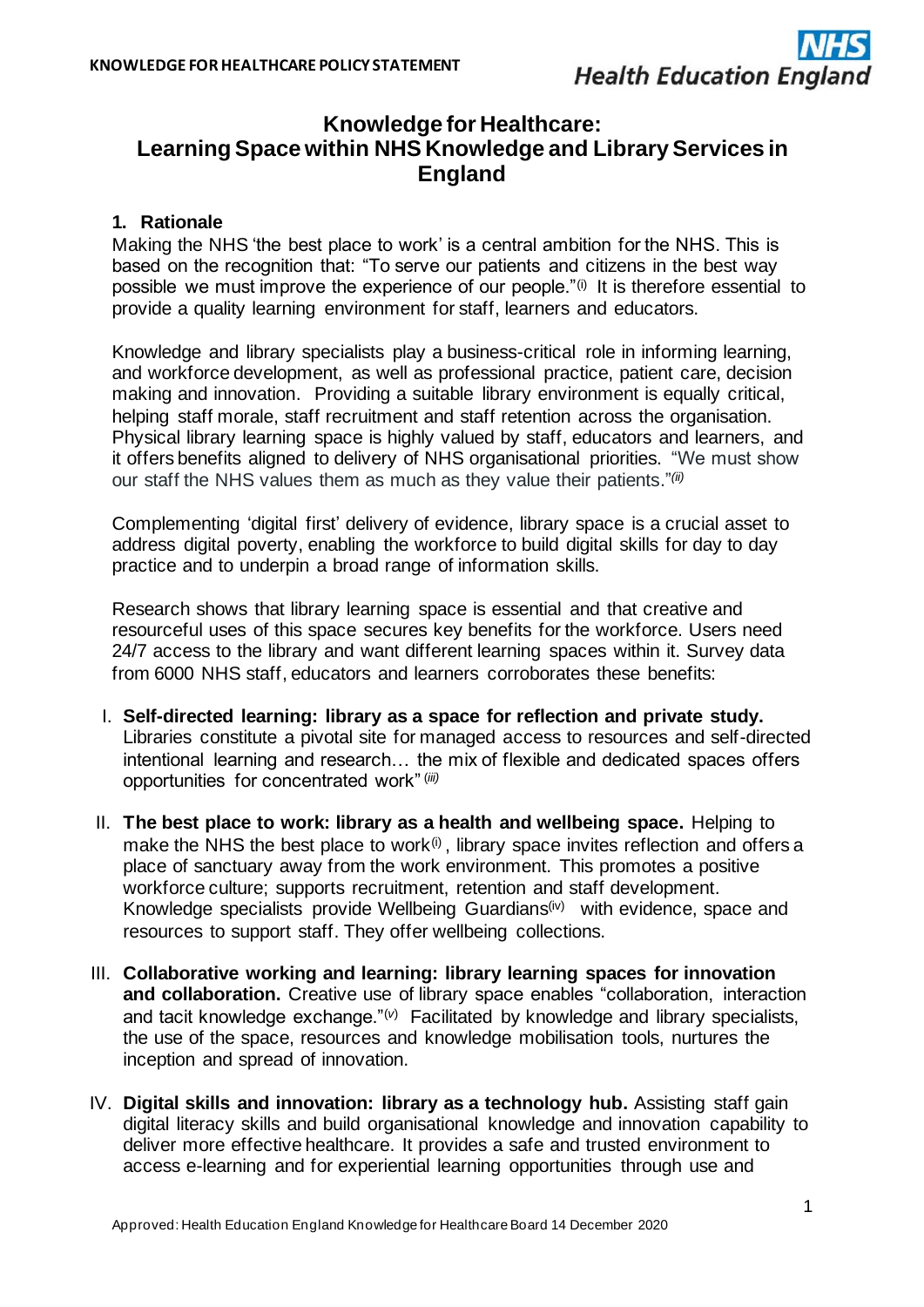# Knowledge for Healthcare: Learning Space within NHS Knowledge and Library Services in England

## 1. Rationale

Making the NHS 'the best place to work' is a central ambition for the NHS. This is based on the recognition that: "To serve our patients and citizens in the best way possible we must improve the experience of our people."(i) It is therefore essential to provide a quality learning environment for staff, learners and educators.

Knowledge and library specialists play a business-critical role in informing learning, and workforce development, as well as professional practice, patient care, decision making and innovation. Providing a suitable library environment is equally critical, helping staff morale, staff recruitment and staff retention across the organisation. Physical library learning space is highly valued by staff, educators and learners, and it offers benefits aligned to delivery of NHS organisational priorities. "We must show our staff the NHS values them as much as they value their patients."*(ii)*

Complementing 'digital first' delivery of evidence, library space is a crucial asset to address digital poverty, enabling the workforce to build digital skills for day to day practice and to underpin a broad range of information skills.

Research shows that library learning space is essential and that creative and resourceful uses of this space secures key benefits for the workforce. Users need 24/7 access to the library and want different learning spaces within it. Survey data from 6000 NHS staff, educators and learners corroborates these benefits:

I. **Self-directed learning: library as a space for reflection and private study.** Libraries constitute a pivotal site for managed access to resources and self-directed intentional learning and research… the mix of flexible and dedicated spaces offers opportunities for concentrated work" *(iii)*

II. **The best place to work: library as a health and wellbeing space.** Helping to make the NHS the best place to work(i), library space invites reflection and offers a place of sanctuary away from the work environment. This promotes a positive workforce culture; supports recruitment, retention and staff development. Knowledge specialists provide Wellbeing Guardians(iv) with evidence, space and resources to support staff. They offer wellbeing collections.

III. **Collaborative working and learning: library learning spaces for innovation and collaboration.** Creative use of library space enables "collaboration, interaction and tacit knowledge exchange."*(v)* Facilitated by knowledge and library specialists, the use of the space, resources and knowledge mobilisation tools, nurtures the inception and spread of innovation.

IV. **Digital skills and innovation: library as a technology hub.** Assisting staff gain digital literacy skills and build organisational knowledge and innovation capability to deliver more effective healthcare. It provides a safe and trusted environment to access e-learning and for experiential learning opportunities through use and

Approved: Health Education England Knowledge for Healthcare Board 14 December 2020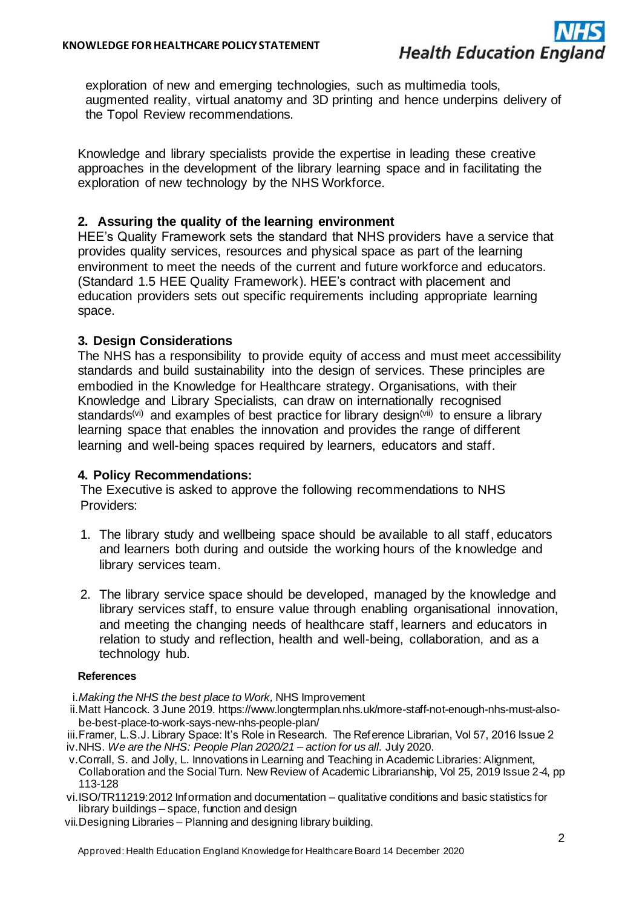exploration of new and emerging technologies, such as multimedia tools, augmented reality, virtual anatomy and 3D printing and hence underpins delivery of the Topol Review recommendations.

Knowledge and library specialists provide the expertise in leading these creative approaches in the development of the library learning space and in facilitating the exploration of new technology by the NHS Workforce.

## 2. Assuring the quality of the learning environment

HEE's Quality Framework sets the standard that NHS providers have a service that provides quality services, resources and physical space as part of the learning environment to meet the needs of the current and future workforce and educators. (Standard 1.5 HEE Quality Framework). HEE's contract with placement and education providers sets out specific requirements including appropriate learning space.

## 3. Design Considerations

The NHS has a responsibility to provide equity of access and must meet accessibility standards and build sustainability into the design of services. These principles are embodied in the Knowledge for Healthcare strategy. Organisations, with their Knowledge and Library Specialists, can draw on internationally recognised standards[(vi)] and examples of best practice for library design[(vii)] to ensure a library learning space that enables the innovation and provides the range of different learning and well-being spaces required by learners, educators and staff.

## 4. Policy Recommendations:

The Executive is asked to approve the following recommendations to NHS Providers:

1. The library study and wellbeing space should be available to all staff, educators and learners both during and outside the working hours of the knowledge and library services team.
2. The library service space should be developed, managed by the knowledge and library services staff, to ensure value through enabling organisational innovation, and meeting the changing needs of healthcare staff, learners and educators in relation to study and reflection, health and well-being, collaboration, and as a technology hub.

### References

i. *Making the NHS the best place to Work,* NHS Improvement
ii. Matt Hancock. 3 June 2019. https://www.longtermplan.nhs.uk/more-staff-not-enough-nhs-must-also-be-best-place-to-work-says-new-nhs-people-plan/
iii. Framer, L.S.J. Library Space: It's Role in Research. The Reference Librarian, Vol 57, 2016 Issue 2
iv. NHS. *We are the NHS: People Plan 2020/21 – action for us all.* July 2020.
v. Corrall, S. and Jolly, L. Innovations in Learning and Teaching in Academic Libraries: Alignment, Collaboration and the Social Turn. New Review of Academic Librarianship, Vol 25, 2019 Issue 2-4, pp 113-128
vi. ISO/TR11219:2012 Information and documentation – qualitative conditions and basic statistics for library buildings – space, function and design
vii. Designing Libraries – Planning and designing library building.

Approved: Health Education England Knowledge for Healthcare Board 14 December 2020